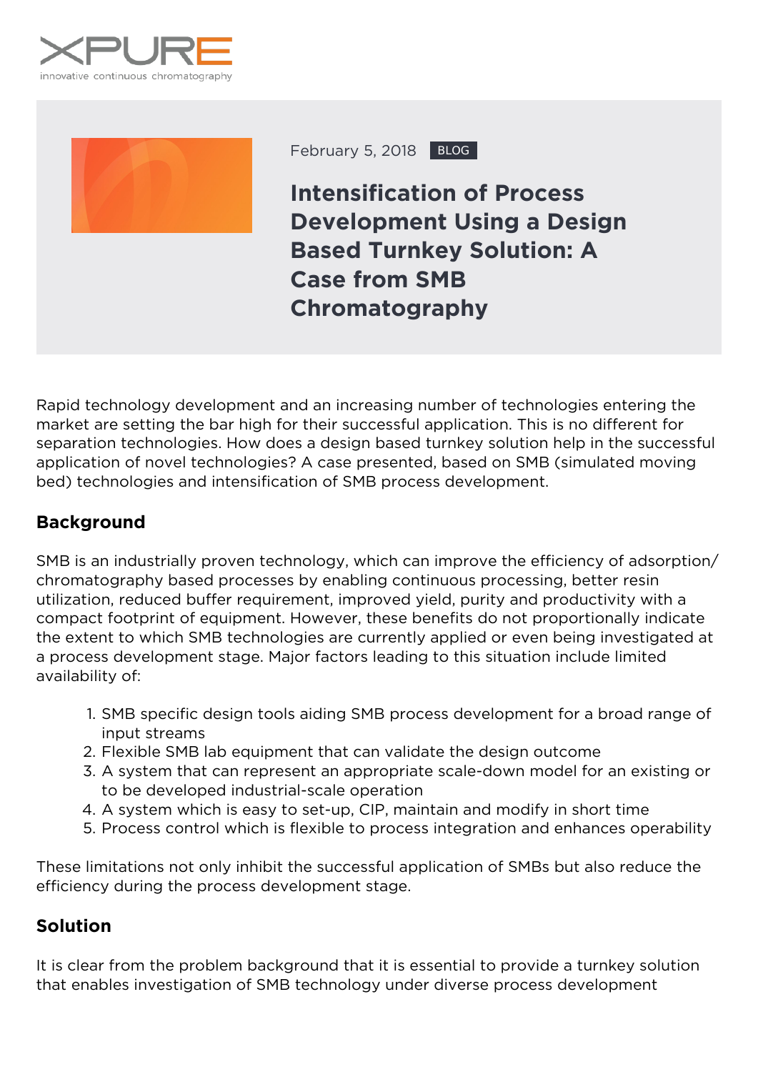XPURE

innovative continuous chromatography

February 5, 2018 BLOG

# Intensification of Process Development Using a Design Based Turnkey Solution: A Case from SMB Chromatography

Rapid technology development and an increasing number of technologies entering the market are setting the bar high for their successful application. This is no different for separation technologies. How does a design based turnkey solution help in the successful application of novel technologies? A case presented, based on SMB (simulated moving bed) technologies and intensification of SMB process development.

## Background

SMB is an industrially proven technology, which can improve the efficiency of adsorption/chromatography based processes by enabling continuous processing, better resin utilization, reduced buffer requirement, improved yield, purity and productivity with a compact footprint of equipment. However, these benefits do not proportionally indicate the extent to which SMB technologies are currently applied or even being investigated at a process development stage. Major factors leading to this situation include limited availability of:

1. SMB specific design tools aiding SMB process development for a broad range of input streams
2. Flexible SMB lab equipment that can validate the design outcome
3. A system that can represent an appropriate scale-down model for an existing or to be developed industrial-scale operation
4. A system which is easy to set-up, CIP, maintain and modify in short time
5. Process control which is flexible to process integration and enhances operability

These limitations not only inhibit the successful application of SMBs but also reduce the efficiency during the process development stage.

## Solution

It is clear from the problem background that it is essential to provide a turnkey solution that enables investigation of SMB technology under diverse process development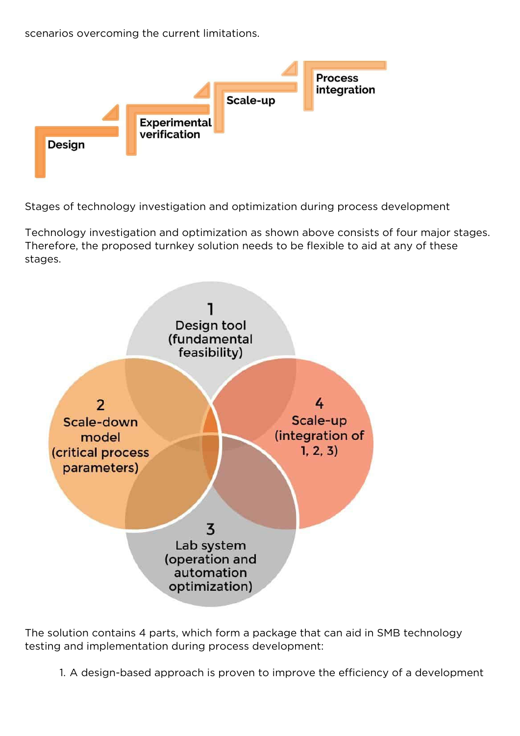scenarios overcoming the current limitations.

Design

Experimental verification

Scale-up

Process integration

Stages of technology investigation and optimization during process development

Technology investigation and optimization as shown above consists of four major stages. Therefore, the proposed turnkey solution needs to be flexible to aid at any of these stages.

1 Design tool (fundamental feasibility)

2 Scale-down model (critical process parameters)

3 Lab system (operation and automation optimization)

4 Scale-up (integration of 1, 2, 3)

The solution contains 4 parts, which form a package that can aid in SMB technology testing and implementation during process development:

1. A design-based approach is proven to improve the efficiency of a development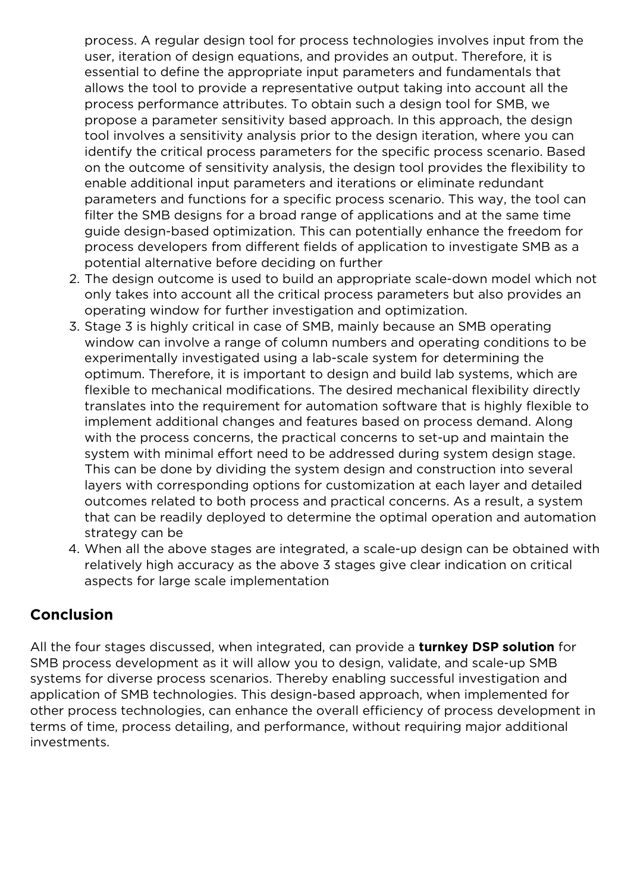process. A regular design tool for process technologies involves input from the user, iteration of design equations, and provides an output. Therefore, it is essential to define the appropriate input parameters and fundamentals that allows the tool to provide a representative output taking into account all the process performance attributes. To obtain such a design tool for SMB, we propose a parameter sensitivity based approach. In this approach, the design tool involves a sensitivity analysis prior to the design iteration, where you can identify the critical process parameters for the specific process scenario. Based on the outcome of sensitivity analysis, the design tool provides the flexibility to enable additional input parameters and iterations or eliminate redundant parameters and functions for a specific process scenario. This way, the tool can filter the SMB designs for a broad range of applications and at the same time guide design-based optimization. This can potentially enhance the freedom for process developers from different fields of application to investigate SMB as a potential alternative before deciding on further

2. The design outcome is used to build an appropriate scale-down model which not only takes into account all the critical process parameters but also provides an operating window for further investigation and optimization.
3. Stage 3 is highly critical in case of SMB, mainly because an SMB operating window can involve a range of column numbers and operating conditions to be experimentally investigated using a lab-scale system for determining the optimum. Therefore, it is important to design and build lab systems, which are flexible to mechanical modifications. The desired mechanical flexibility directly translates into the requirement for automation software that is highly flexible to implement additional changes and features based on process demand. Along with the process concerns, the practical concerns to set-up and maintain the system with minimal effort need to be addressed during system design stage. This can be done by dividing the system design and construction into several layers with corresponding options for customization at each layer and detailed outcomes related to both process and practical concerns. As a result, a system that can be readily deployed to determine the optimal operation and automation strategy can be
4. When all the above stages are integrated, a scale-up design can be obtained with relatively high accuracy as the above 3 stages give clear indication on critical aspects for large scale implementation

## Conclusion

All the four stages discussed, when integrated, can provide a **turnkey DSP solution** for SMB process development as it will allow you to design, validate, and scale-up SMB systems for diverse process scenarios. Thereby enabling successful investigation and application of SMB technologies. This design-based approach, when implemented for other process technologies, can enhance the overall efficiency of process development in terms of time, process detailing, and performance, without requiring major additional investments.